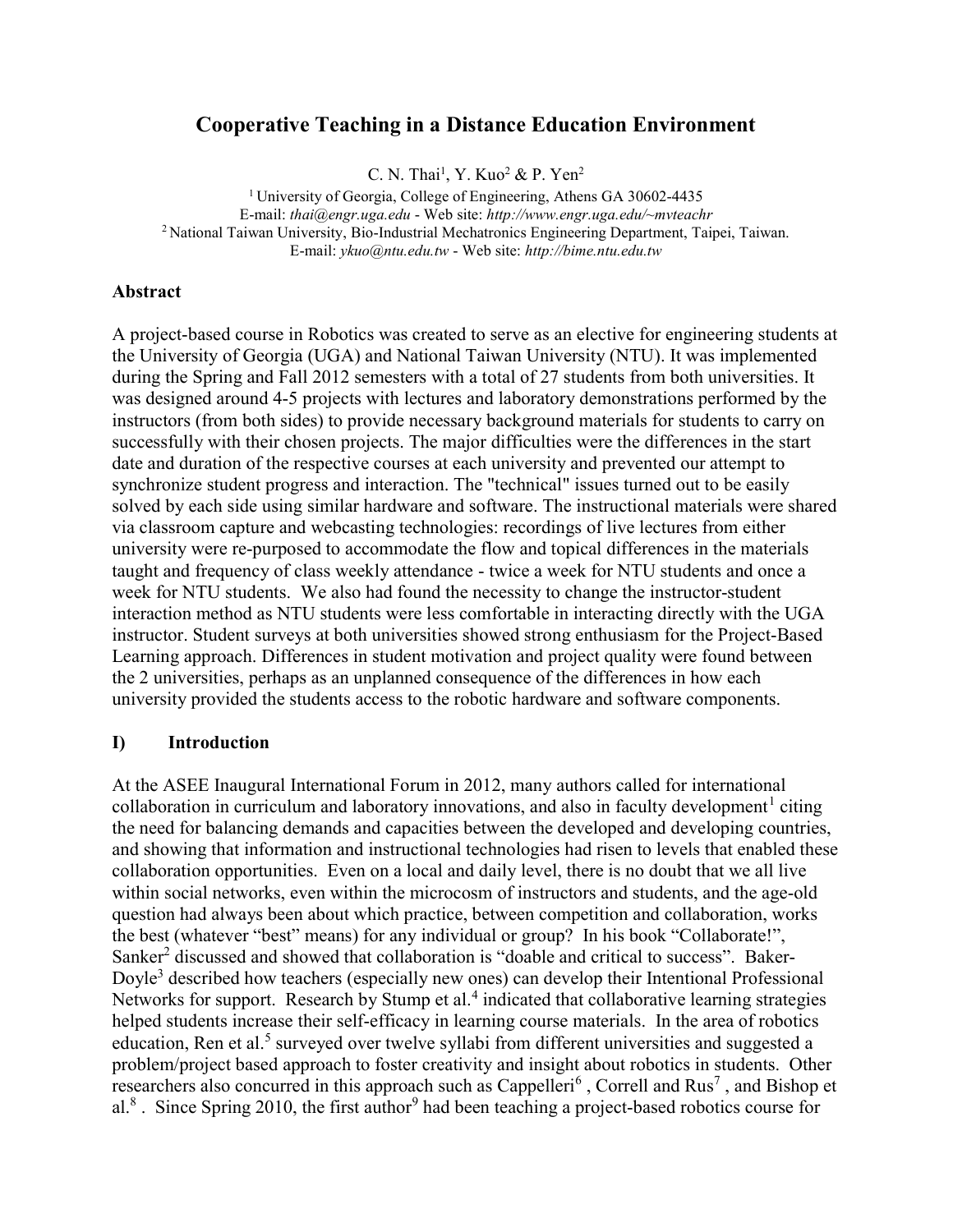# Cooperative Teaching in a Distance Education Environment

C. N. Thai[1], Y. Kuo[2] & P. Yen[2]

[1] University of Georgia, College of Engineering, Athens GA 30602-4435
E-mail: *thai@engr.uga.edu* - Web site: *http://www.engr.uga.edu/~mvteachr*
[2] National Taiwan University, Bio-Industrial Mechatronics Engineering Department, Taipei, Taiwan.
E-mail: *ykuo@ntu.edu.tw* - Web site: *http://bime.ntu.edu.tw*

## Abstract

A project-based course in Robotics was created to serve as an elective for engineering students at the University of Georgia (UGA) and National Taiwan University (NTU). It was implemented during the Spring and Fall 2012 semesters with a total of 27 students from both universities. It was designed around 4-5 projects with lectures and laboratory demonstrations performed by the instructors (from both sides) to provide necessary background materials for students to carry on successfully with their chosen projects. The major difficulties were the differences in the start date and duration of the respective courses at each university and prevented our attempt to synchronize student progress and interaction. The "technical" issues turned out to be easily solved by each side using similar hardware and software. The instructional materials were shared via classroom capture and webcasting technologies: recordings of live lectures from either university were re-purposed to accommodate the flow and topical differences in the materials taught and frequency of class weekly attendance - twice a week for NTU students and once a week for NTU students. We also had found the necessity to change the instructor-student interaction method as NTU students were less comfortable in interacting directly with the UGA instructor. Student surveys at both universities showed strong enthusiasm for the Project-Based Learning approach. Differences in student motivation and project quality were found between the 2 universities, perhaps as an unplanned consequence of the differences in how each university provided the students access to the robotic hardware and software components.

## I) Introduction

At the ASEE Inaugural International Forum in 2012, many authors called for international collaboration in curriculum and laboratory innovations, and also in faculty development[1] citing the need for balancing demands and capacities between the developed and developing countries, and showing that information and instructional technologies had risen to levels that enabled these collaboration opportunities. Even on a local and daily level, there is no doubt that we all live within social networks, even within the microcosm of instructors and students, and the age-old question had always been about which practice, between competition and collaboration, works the best (whatever "best" means) for any individual or group? In his book "Collaborate!", Sanker[2] discussed and showed that collaboration is "doable and critical to success". Baker-Doyle[3] described how teachers (especially new ones) can develop their Intentional Professional Networks for support. Research by Stump et al.[4] indicated that collaborative learning strategies helped students increase their self-efficacy in learning course materials. In the area of robotics education, Ren et al.[5] surveyed over twelve syllabi from different universities and suggested a problem/project based approach to foster creativity and insight about robotics in students. Other researchers also concurred in this approach such as Cappelleri[6] , Correll and Rus[7] , and Bishop et al.[8] . Since Spring 2010, the first author[9] had been teaching a project-based robotics course for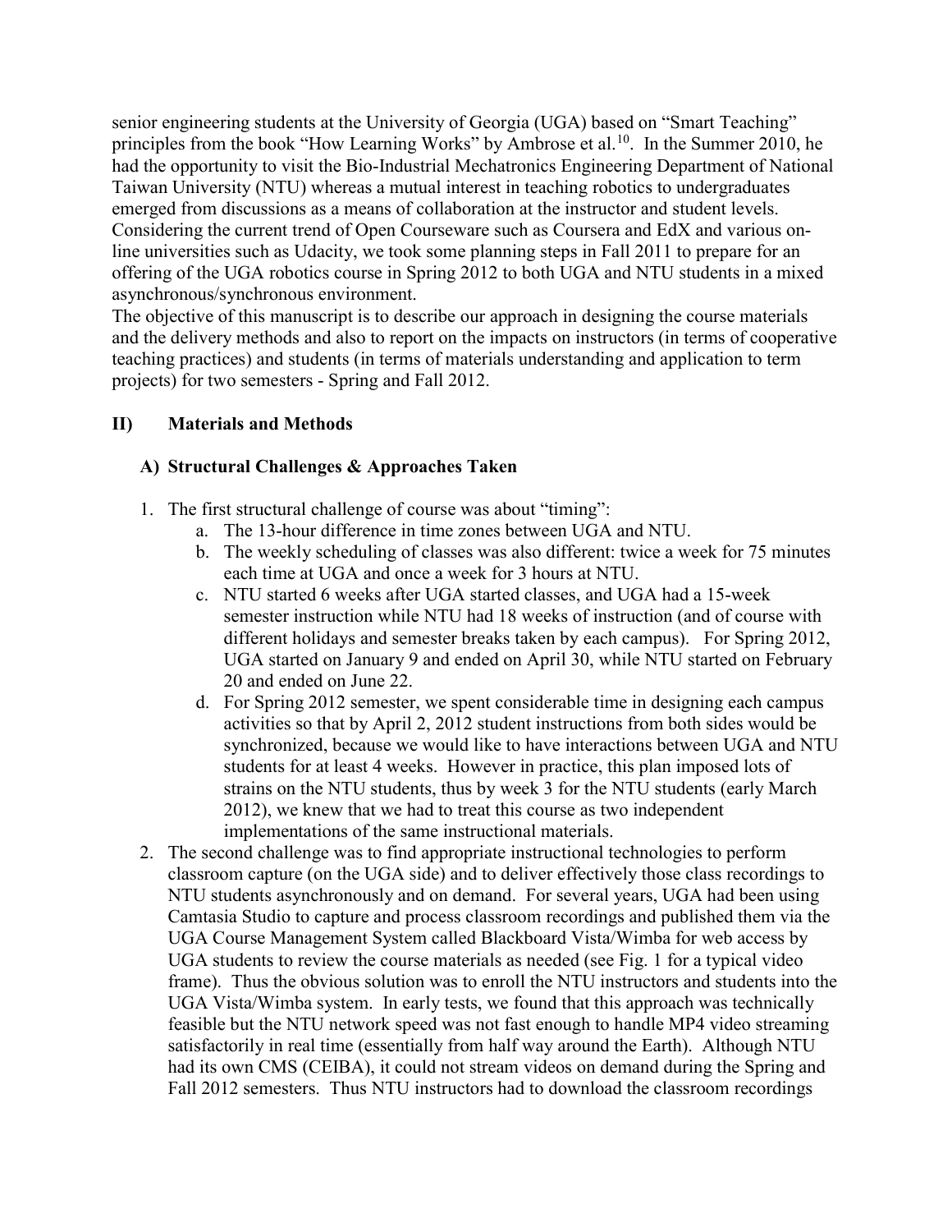senior engineering students at the University of Georgia (UGA) based on "Smart Teaching" principles from the book "How Learning Works" by Ambrose et al.[10]. In the Summer 2010, he had the opportunity to visit the Bio-Industrial Mechatronics Engineering Department of National Taiwan University (NTU) whereas a mutual interest in teaching robotics to undergraduates emerged from discussions as a means of collaboration at the instructor and student levels. Considering the current trend of Open Courseware such as Coursera and EdX and various on-line universities such as Udacity, we took some planning steps in Fall 2011 to prepare for an offering of the UGA robotics course in Spring 2012 to both UGA and NTU students in a mixed asynchronous/synchronous environment.

The objective of this manuscript is to describe our approach in designing the course materials and the delivery methods and also to report on the impacts on instructors (in terms of cooperative teaching practices) and students (in terms of materials understanding and application to term projects) for two semesters - Spring and Fall 2012.

## II) Materials and Methods

### A) Structural Challenges & Approaches Taken

1. The first structural challenge of course was about "timing":
   a. The 13-hour difference in time zones between UGA and NTU.
   b. The weekly scheduling of classes was also different: twice a week for 75 minutes each time at UGA and once a week for 3 hours at NTU.
   c. NTU started 6 weeks after UGA started classes, and UGA had a 15-week semester instruction while NTU had 18 weeks of instruction (and of course with different holidays and semester breaks taken by each campus). For Spring 2012, UGA started on January 9 and ended on April 30, while NTU started on February 20 and ended on June 22.
   d. For Spring 2012 semester, we spent considerable time in designing each campus activities so that by April 2, 2012 student instructions from both sides would be synchronized, because we would like to have interactions between UGA and NTU students for at least 4 weeks. However in practice, this plan imposed lots of strains on the NTU students, thus by week 3 for the NTU students (early March 2012), we knew that we had to treat this course as two independent implementations of the same instructional materials.
2. The second challenge was to find appropriate instructional technologies to perform classroom capture (on the UGA side) and to deliver effectively those class recordings to NTU students asynchronously and on demand. For several years, UGA had been using Camtasia Studio to capture and process classroom recordings and published them via the UGA Course Management System called Blackboard Vista/Wimba for web access by UGA students to review the course materials as needed (see Fig. 1 for a typical video frame). Thus the obvious solution was to enroll the NTU instructors and students into the UGA Vista/Wimba system. In early tests, we found that this approach was technically feasible but the NTU network speed was not fast enough to handle MP4 video streaming satisfactorily in real time (essentially from half way around the Earth). Although NTU had its own CMS (CEIBA), it could not stream videos on demand during the Spring and Fall 2012 semesters. Thus NTU instructors had to download the classroom recordings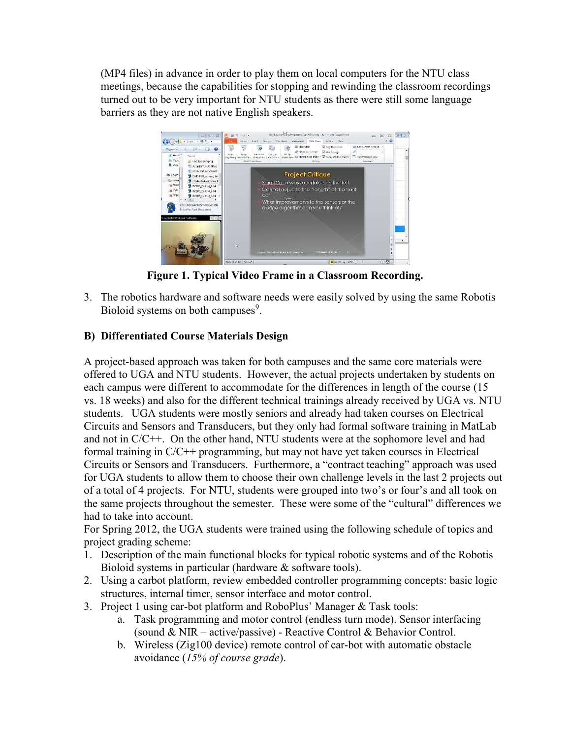(MP4 files) in advance in order to play them on local computers for the NTU class meetings, because the capabilities for stopping and rewinding the classroom recordings turned out to be very important for NTU students as there were still some language barriers as they are not native English speakers.

**Figure 1. Typical Video Frame in a Classroom Recording.**

3. The robotics hardware and software needs were easily solved by using the same Robotis Bioloid systems on both campuses[9].

## B) Differentiated Course Materials Design

A project-based approach was taken for both campuses and the same core materials were offered to UGA and NTU students. However, the actual projects undertaken by students on each campus were different to accommodate for the differences in length of the course (15 vs. 18 weeks) and also for the different technical trainings already received by UGA vs. NTU students. UGA students were mostly seniors and already had taken courses on Electrical Circuits and Sensors and Transducers, but they only had formal software training in MatLab and not in C/C++. On the other hand, NTU students were at the sophomore level and had formal training in C/C++ programming, but may not have yet taken courses in Electrical Circuits or Sensors and Transducers. Furthermore, a "contract teaching" approach was used for UGA students to allow them to choose their own challenge levels in the last 2 projects out of a total of 4 projects. For NTU, students were grouped into two's or four's and all took on the same projects throughout the semester. These were some of the "cultural" differences we had to take into account.

For Spring 2012, the UGA students were trained using the following schedule of topics and project grading scheme:

1. Description of the main functional blocks for typical robotic systems and of the Robotis Bioloid systems in particular (hardware & software tools).
2. Using a carbot platform, review embedded controller programming concepts: basic logic structures, internal timer, sensor interface and motor control.
3. Project 1 using car-bot platform and RoboPlus' Manager & Task tools:
    a. Task programming and motor control (endless turn mode). Sensor interfacing (sound & NIR – active/passive) - Reactive Control & Behavior Control.
    b. Wireless (Zig100 device) remote control of car-bot with automatic obstacle avoidance (*15% of course grade*).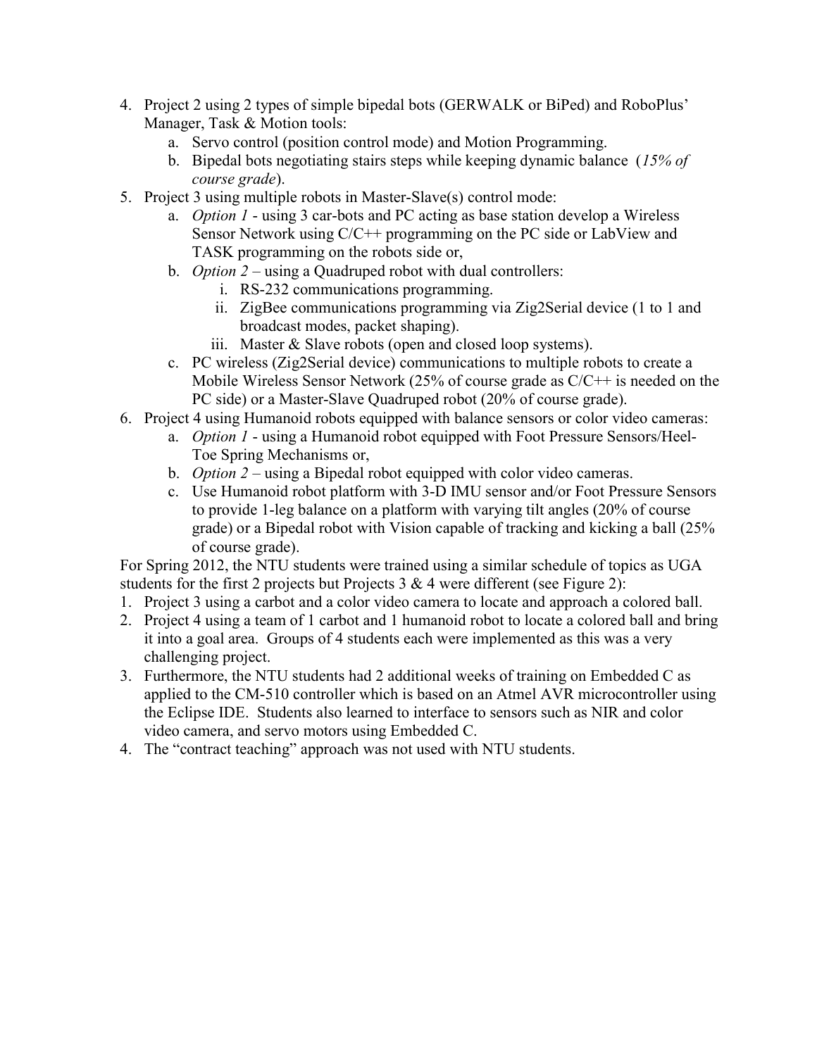4. Project 2 using 2 types of simple bipedal bots (GERWALK or BiPed) and RoboPlus' Manager, Task & Motion tools:
   a. Servo control (position control mode) and Motion Programming.
   b. Bipedal bots negotiating stairs steps while keeping dynamic balance (*15% of course grade*).
5. Project 3 using multiple robots in Master-Slave(s) control mode:
   a. *Option 1* - using 3 car-bots and PC acting as base station develop a Wireless Sensor Network using C/C++ programming on the PC side or LabView and TASK programming on the robots side or,
   b. *Option 2* – using a Quadruped robot with dual controllers:
      i. RS-232 communications programming.
      ii. ZigBee communications programming via Zig2Serial device (1 to 1 and broadcast modes, packet shaping).
      iii. Master & Slave robots (open and closed loop systems).
   c. PC wireless (Zig2Serial device) communications to multiple robots to create a Mobile Wireless Sensor Network (25% of course grade as C/C++ is needed on the PC side) or a Master-Slave Quadruped robot (20% of course grade).
6. Project 4 using Humanoid robots equipped with balance sensors or color video cameras:
   a. *Option 1* - using a Humanoid robot equipped with Foot Pressure Sensors/Heel-Toe Spring Mechanisms or,
   b. *Option 2* – using a Bipedal robot equipped with color video cameras.
   c. Use Humanoid robot platform with 3-D IMU sensor and/or Foot Pressure Sensors to provide 1-leg balance on a platform with varying tilt angles (20% of course grade) or a Bipedal robot with Vision capable of tracking and kicking a ball (25% of course grade).

For Spring 2012, the NTU students were trained using a similar schedule of topics as UGA students for the first 2 projects but Projects 3 & 4 were different (see Figure 2):

1. Project 3 using a carbot and a color video camera to locate and approach a colored ball.
2. Project 4 using a team of 1 carbot and 1 humanoid robot to locate a colored ball and bring it into a goal area. Groups of 4 students each were implemented as this was a very challenging project.
3. Furthermore, the NTU students had 2 additional weeks of training on Embedded C as applied to the CM-510 controller which is based on an Atmel AVR microcontroller using the Eclipse IDE. Students also learned to interface to sensors such as NIR and color video camera, and servo motors using Embedded C.
4. The "contract teaching" approach was not used with NTU students.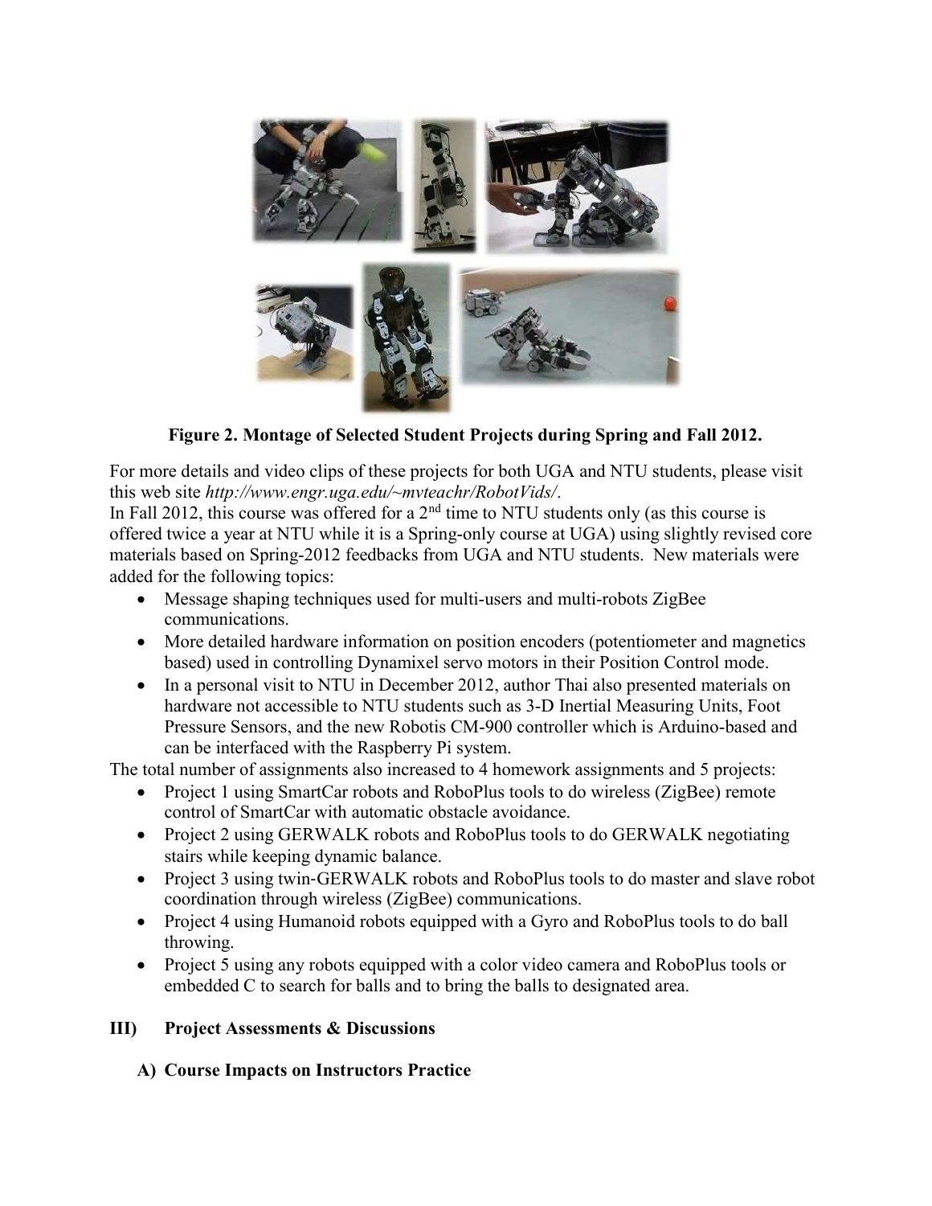**Figure 2. Montage of Selected Student Projects during Spring and Fall 2012.**

For more details and video clips of these projects for both UGA and NTU students, please visit this web site *http://www.engr.uga.edu/~mvteachr/RobotVids/*.

In Fall 2012, this course was offered for a 2nd time to NTU students only (as this course is offered twice a year at NTU while it is a Spring-only course at UGA) using slightly revised core materials based on Spring-2012 feedbacks from UGA and NTU students. New materials were added for the following topics:

- Message shaping techniques used for multi-users and multi-robots ZigBee communications.
- More detailed hardware information on position encoders (potentiometer and magnetics based) used in controlling Dynamixel servo motors in their Position Control mode.
- In a personal visit to NTU in December 2012, author Thai also presented materials on hardware not accessible to NTU students such as 3-D Inertial Measuring Units, Foot Pressure Sensors, and the new Robotis CM-900 controller which is Arduino-based and can be interfaced with the Raspberry Pi system.

The total number of assignments also increased to 4 homework assignments and 5 projects:

- Project 1 using SmartCar robots and RoboPlus tools to do wireless (ZigBee) remote control of SmartCar with automatic obstacle avoidance.
- Project 2 using GERWALK robots and RoboPlus tools to do GERWALK negotiating stairs while keeping dynamic balance.
- Project 3 using twin-GERWALK robots and RoboPlus tools to do master and slave robot coordination through wireless (ZigBee) communications.
- Project 4 using Humanoid robots equipped with a Gyro and RoboPlus tools to do ball throwing.
- Project 5 using any robots equipped with a color video camera and RoboPlus tools or embedded C to search for balls and to bring the balls to designated area.

## III) Project Assessments & Discussions

### A) Course Impacts on Instructors Practice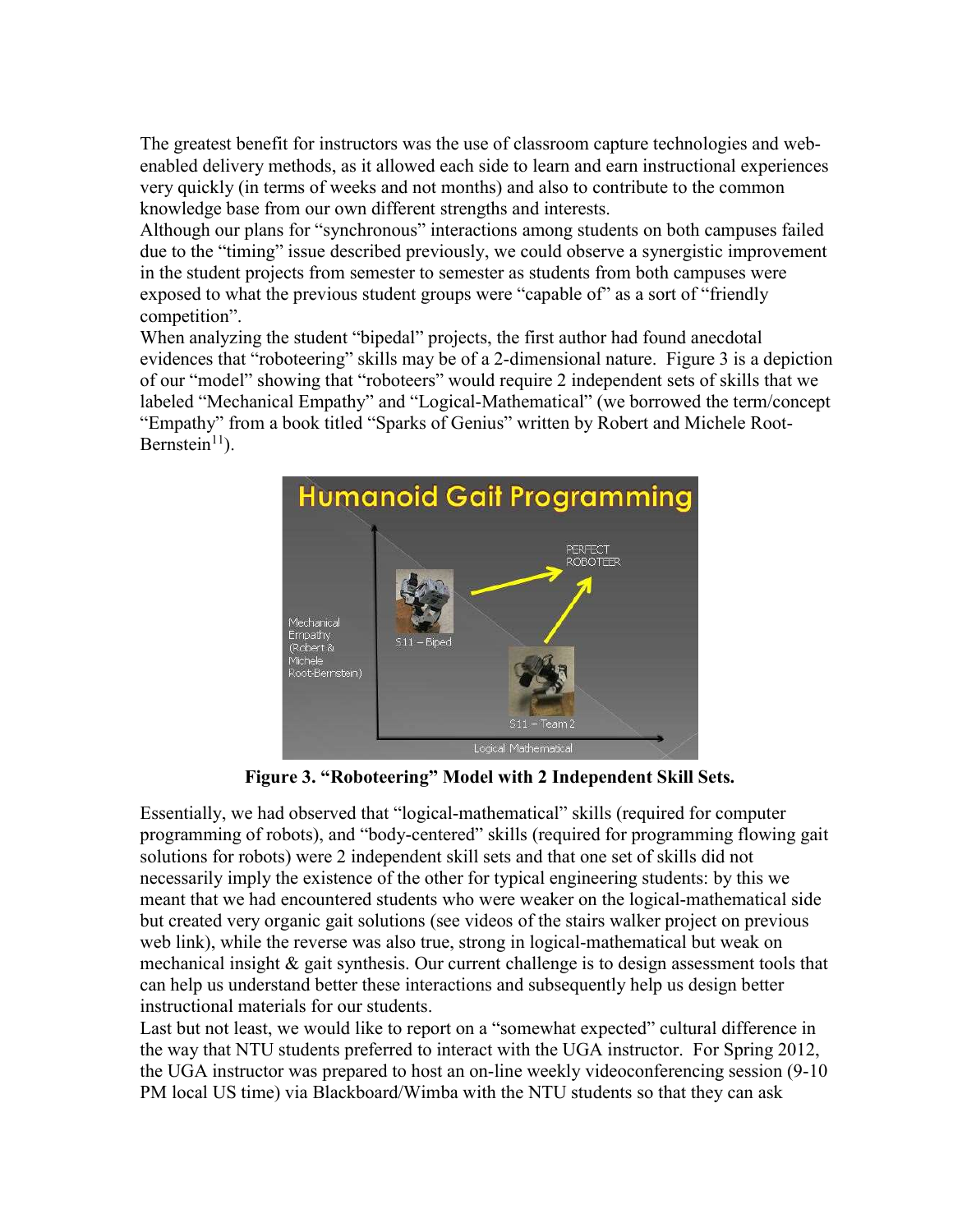The greatest benefit for instructors was the use of classroom capture technologies and web-enabled delivery methods, as it allowed each side to learn and earn instructional experiences very quickly (in terms of weeks and not months) and also to contribute to the common knowledge base from our own different strengths and interests.

Although our plans for "synchronous" interactions among students on both campuses failed due to the "timing" issue described previously, we could observe a synergistic improvement in the student projects from semester to semester as students from both campuses were exposed to what the previous student groups were "capable of" as a sort of "friendly competition".

When analyzing the student "bipedal" projects, the first author had found anecdotal evidences that "roboteering" skills may be of a 2-dimensional nature. Figure 3 is a depiction of our "model" showing that "roboteers" would require 2 independent sets of skills that we labeled "Mechanical Empathy" and "Logical-Mathematical" (we borrowed the term/concept "Empathy" from a book titled "Sparks of Genius" written by Robert and Michele Root-Bernstein[11]).

**Figure 3. "Roboteering" Model with 2 Independent Skill Sets.**

Essentially, we had observed that "logical-mathematical" skills (required for computer programming of robots), and "body-centered" skills (required for programming flowing gait solutions for robots) were 2 independent skill sets and that one set of skills did not necessarily imply the existence of the other for typical engineering students: by this we meant that we had encountered students who were weaker on the logical-mathematical side but created very organic gait solutions (see videos of the stairs walker project on previous web link), while the reverse was also true, strong in logical-mathematical but weak on mechanical insight & gait synthesis. Our current challenge is to design assessment tools that can help us understand better these interactions and subsequently help us design better instructional materials for our students.

Last but not least, we would like to report on a "somewhat expected" cultural difference in the way that NTU students preferred to interact with the UGA instructor. For Spring 2012, the UGA instructor was prepared to host an on-line weekly videoconferencing session (9-10 PM local US time) via Blackboard/Wimba with the NTU students so that they can ask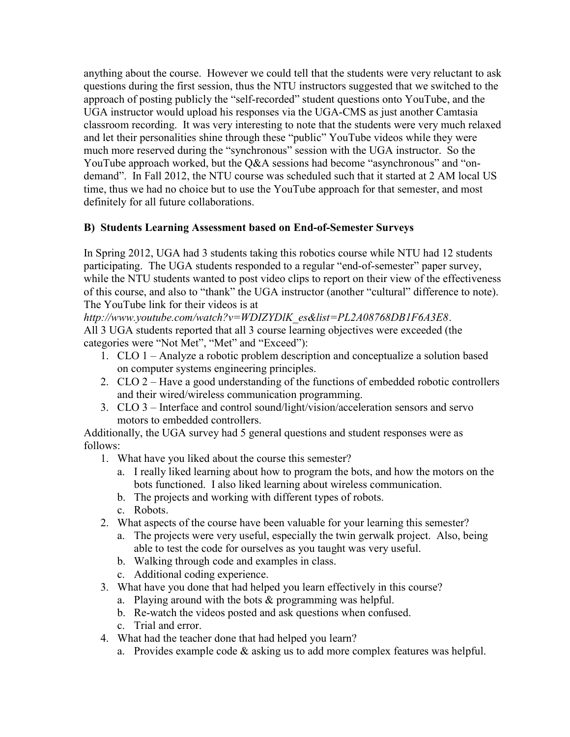anything about the course. However we could tell that the students were very reluctant to ask questions during the first session, thus the NTU instructors suggested that we switched to the approach of posting publicly the "self-recorded" student questions onto YouTube, and the UGA instructor would upload his responses via the UGA-CMS as just another Camtasia classroom recording. It was very interesting to note that the students were very much relaxed and let their personalities shine through these "public" YouTube videos while they were much more reserved during the "synchronous" session with the UGA instructor. So the YouTube approach worked, but the Q&A sessions had become "asynchronous" and "on-demand". In Fall 2012, the NTU course was scheduled such that it started at 2 AM local US time, thus we had no choice but to use the YouTube approach for that semester, and most definitely for all future collaborations.

### B) Students Learning Assessment based on End-of-Semester Surveys

In Spring 2012, UGA had 3 students taking this robotics course while NTU had 12 students participating. The UGA students responded to a regular "end-of-semester" paper survey, while the NTU students wanted to post video clips to report on their view of the effectiveness of this course, and also to "thank" the UGA instructor (another "cultural" difference to note). The YouTube link for their videos is at *http://www.youtube.com/watch?v=WDIZYDlK_es&list=PL2A08768DB1F6A3E8*.

All 3 UGA students reported that all 3 course learning objectives were exceeded (the categories were "Not Met", "Met" and "Exceed"):

1. CLO 1 – Analyze a robotic problem description and conceptualize a solution based on computer systems engineering principles.
2. CLO 2 – Have a good understanding of the functions of embedded robotic controllers and their wired/wireless communication programming.
3. CLO 3 – Interface and control sound/light/vision/acceleration sensors and servo motors to embedded controllers.

Additionally, the UGA survey had 5 general questions and student responses were as follows:

1. What have you liked about the course this semester?
   a. I really liked learning about how to program the bots, and how the motors on the bots functioned. I also liked learning about wireless communication.
   b. The projects and working with different types of robots.
   c. Robots.
2. What aspects of the course have been valuable for your learning this semester?
   a. The projects were very useful, especially the twin gerwalk project. Also, being able to test the code for ourselves as you taught was very useful.
   b. Walking through code and examples in class.
   c. Additional coding experience.
3. What have you done that had helped you learn effectively in this course?
   a. Playing around with the bots & programming was helpful.
   b. Re-watch the videos posted and ask questions when confused.
   c. Trial and error.
4. What had the teacher done that had helped you learn?
   a. Provides example code & asking us to add more complex features was helpful.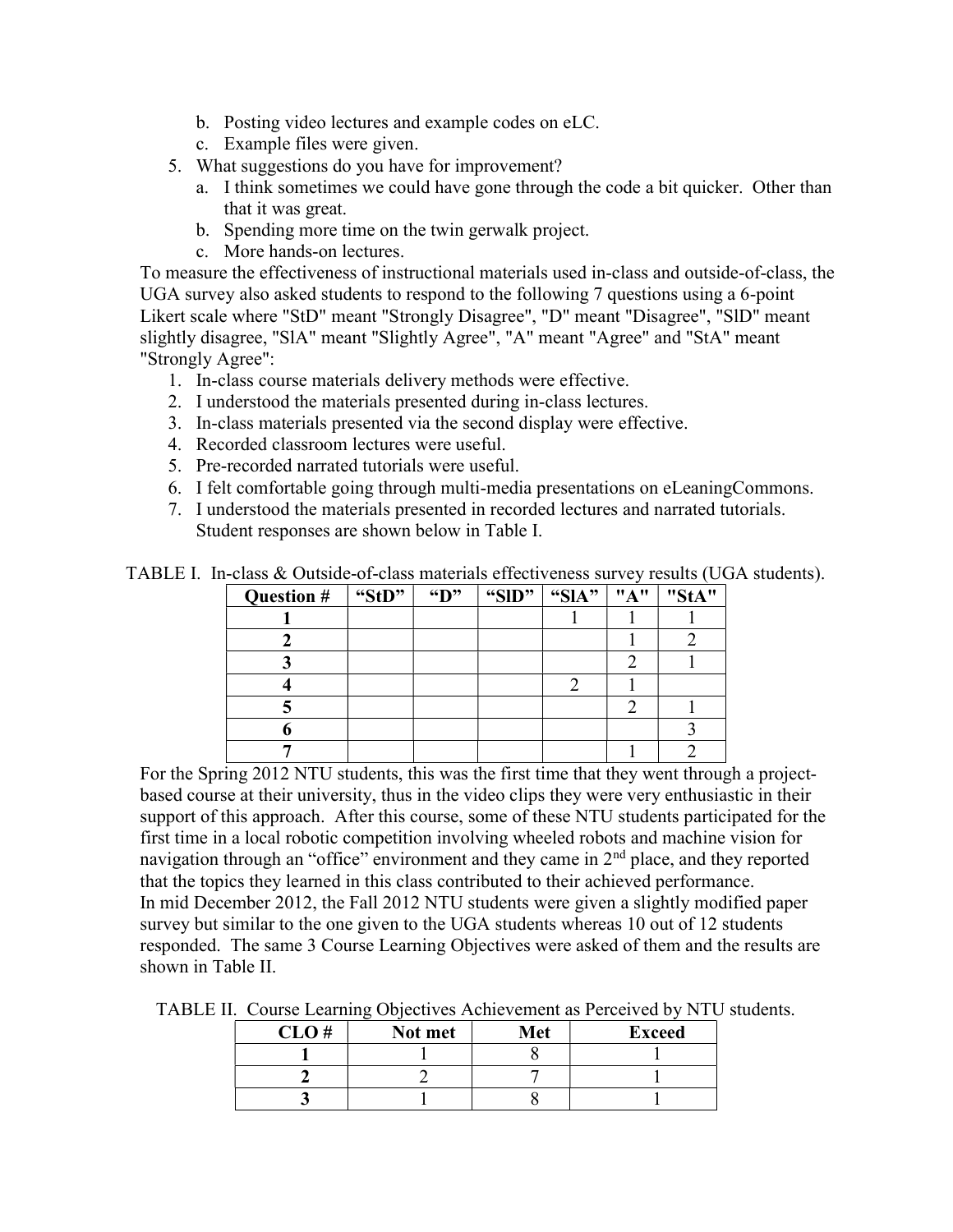b. Posting video lectures and example codes on eLC.
    c. Example files were given.
5. What suggestions do you have for improvement?
    a. I think sometimes we could have gone through the code a bit quicker. Other than that it was great.
    b. Spending more time on the twin gerwalk project.
    c. More hands-on lectures.

To measure the effectiveness of instructional materials used in-class and outside-of-class, the UGA survey also asked students to respond to the following 7 questions using a 6-point Likert scale where "StD" meant "Strongly Disagree", "D" meant "Disagree", "SlD" meant slightly disagree, "SlA" meant "Slightly Agree", "A" meant "Agree" and "StA" meant "Strongly Agree":

1. In-class course materials delivery methods were effective.
2. I understood the materials presented during in-class lectures.
3. In-class materials presented via the second display were effective.
4. Recorded classroom lectures were useful.
5. Pre-recorded narrated tutorials were useful.
6. I felt comfortable going through multi-media presentations on eLeaningCommons.
7. I understood the materials presented in recorded lectures and narrated tutorials. Student responses are shown below in Table I.

TABLE I. In-class & Outside-of-class materials effectiveness survey results (UGA students).

| Question # | "StD" | "D" | "SlD" | "SlA" | "A" | "StA" |
|---|---|---|---|---|---|---|
| 1 | | | | 1 | 1 | 1 |
| 2 | | | | | 1 | 2 |
| 3 | | | | | 2 | 1 |
| 4 | | | | 2 | 1 | |
| 5 | | | | | 2 | 1 |
| 6 | | | | | | 3 |
| 7 | | | | | 1 | 2 |

For the Spring 2012 NTU students, this was the first time that they went through a project-based course at their university, thus in the video clips they were very enthusiastic in their support of this approach. After this course, some of these NTU students participated for the first time in a local robotic competition involving wheeled robots and machine vision for navigation through an "office" environment and they came in 2nd place, and they reported that the topics they learned in this class contributed to their achieved performance.

In mid December 2012, the Fall 2012 NTU students were given a slightly modified paper survey but similar to the one given to the UGA students whereas 10 out of 12 students responded. The same 3 Course Learning Objectives were asked of them and the results are shown in Table II.

TABLE II. Course Learning Objectives Achievement as Perceived by NTU students.

| CLO # | Not met | Met | Exceed |
|---|---|---|---|
| 1 | 1 | 8 | 1 |
| 2 | 2 | 7 | 1 |
| 3 | 1 | 8 | 1 |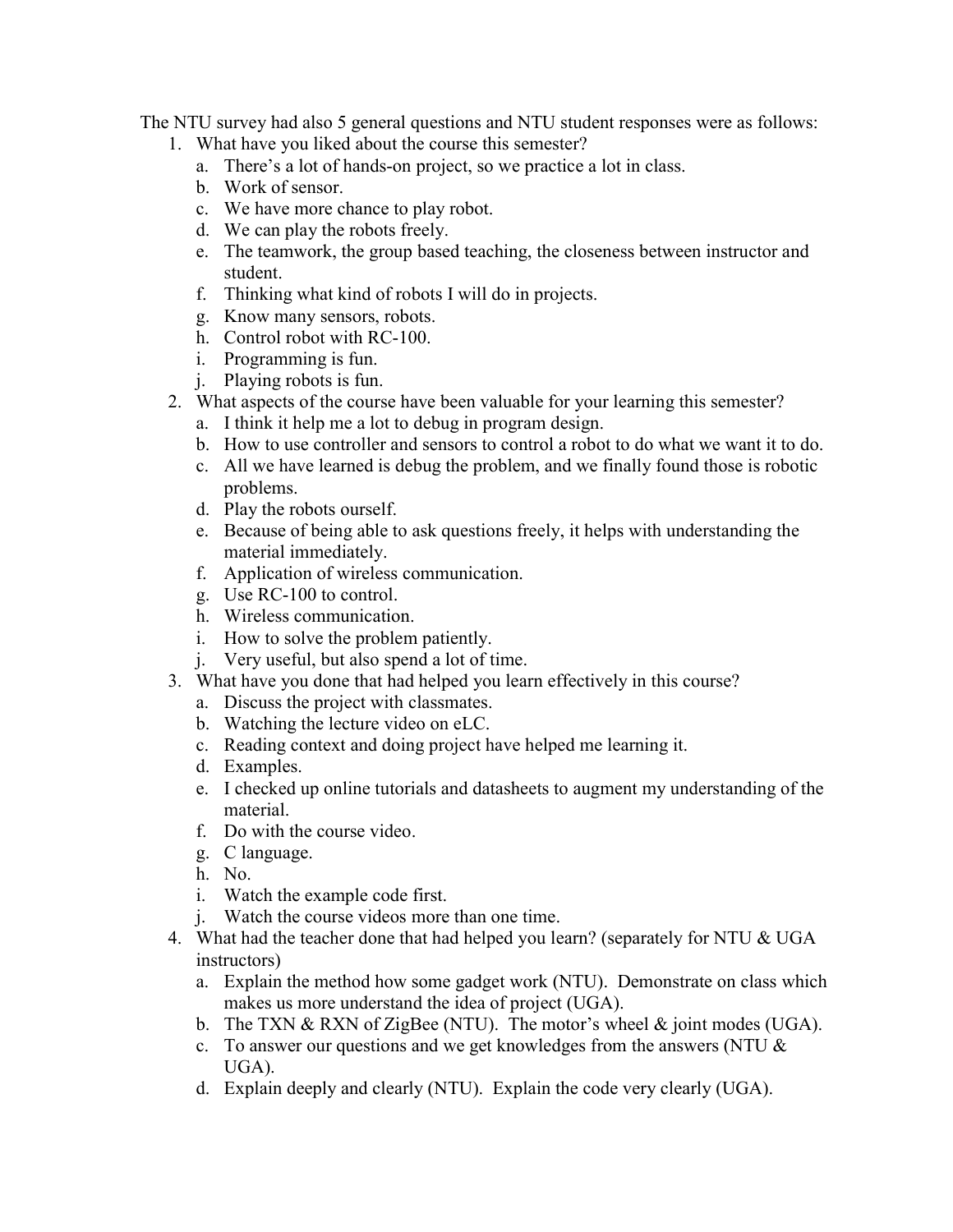The NTU survey had also 5 general questions and NTU student responses were as follows:

1. What have you liked about the course this semester?
   a. There's a lot of hands-on project, so we practice a lot in class.
   b. Work of sensor.
   c. We have more chance to play robot.
   d. We can play the robots freely.
   e. The teamwork, the group based teaching, the closeness between instructor and student.
   f. Thinking what kind of robots I will do in projects.
   g. Know many sensors, robots.
   h. Control robot with RC-100.
   i. Programming is fun.
   j. Playing robots is fun.
2. What aspects of the course have been valuable for your learning this semester?
   a. I think it help me a lot to debug in program design.
   b. How to use controller and sensors to control a robot to do what we want it to do.
   c. All we have learned is debug the problem, and we finally found those is robotic problems.
   d. Play the robots ourself.
   e. Because of being able to ask questions freely, it helps with understanding the material immediately.
   f. Application of wireless communication.
   g. Use RC-100 to control.
   h. Wireless communication.
   i. How to solve the problem patiently.
   j. Very useful, but also spend a lot of time.
3. What have you done that had helped you learn effectively in this course?
   a. Discuss the project with classmates.
   b. Watching the lecture video on eLC.
   c. Reading context and doing project have helped me learning it.
   d. Examples.
   e. I checked up online tutorials and datasheets to augment my understanding of the material.
   f. Do with the course video.
   g. C language.
   h. No.
   i. Watch the example code first.
   j. Watch the course videos more than one time.
4. What had the teacher done that had helped you learn? (separately for NTU & UGA instructors)
   a. Explain the method how some gadget work (NTU). Demonstrate on class which makes us more understand the idea of project (UGA).
   b. The TXN & RXN of ZigBee (NTU). The motor's wheel & joint modes (UGA).
   c. To answer our questions and we get knowledges from the answers (NTU & UGA).
   d. Explain deeply and clearly (NTU). Explain the code very clearly (UGA).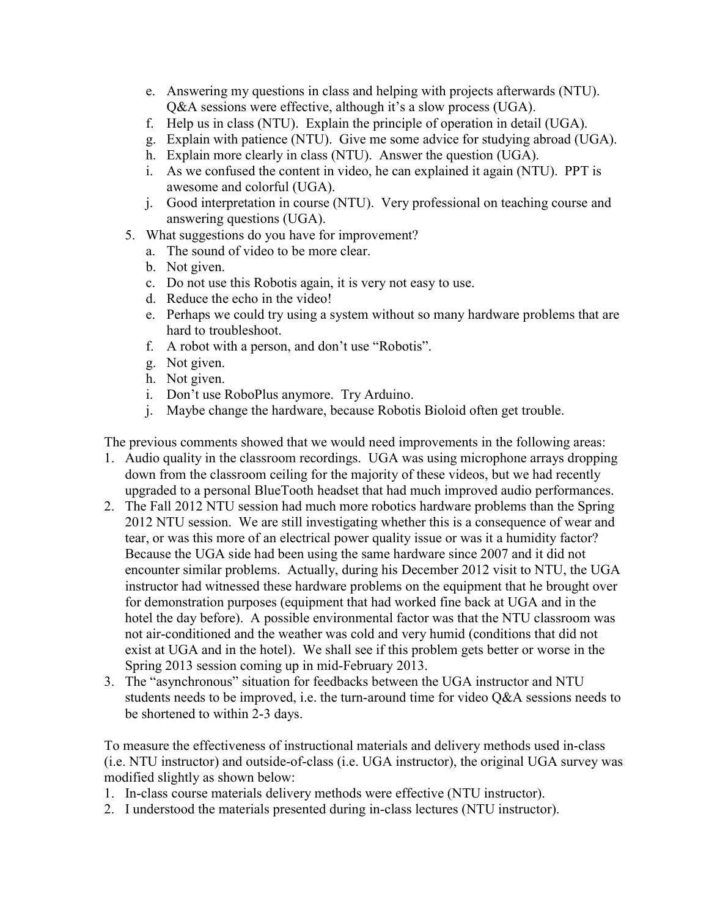e. Answering my questions in class and helping with projects afterwards (NTU). Q&A sessions were effective, although it's a slow process (UGA).
   f. Help us in class (NTU). Explain the principle of operation in detail (UGA).
   g. Explain with patience (NTU). Give me some advice for studying abroad (UGA).
   h. Explain more clearly in class (NTU). Answer the question (UGA).
   i. As we confused the content in video, he can explained it again (NTU). PPT is awesome and colorful (UGA).
   j. Good interpretation in course (NTU). Very professional on teaching course and answering questions (UGA).
5. What suggestions do you have for improvement?
   a. The sound of video to be more clear.
   b. Not given.
   c. Do not use this Robotis again, it is very not easy to use.
   d. Reduce the echo in the video!
   e. Perhaps we could try using a system without so many hardware problems that are hard to troubleshoot.
   f. A robot with a person, and don't use "Robotis".
   g. Not given.
   h. Not given.
   i. Don't use RoboPlus anymore. Try Arduino.
   j. Maybe change the hardware, because Robotis Bioloid often get trouble.

The previous comments showed that we would need improvements in the following areas:
1. Audio quality in the classroom recordings. UGA was using microphone arrays dropping down from the classroom ceiling for the majority of these videos, but we had recently upgraded to a personal BlueTooth headset that had much improved audio performances.
2. The Fall 2012 NTU session had much more robotics hardware problems than the Spring 2012 NTU session. We are still investigating whether this is a consequence of wear and tear, or was this more of an electrical power quality issue or was it a humidity factor? Because the UGA side had been using the same hardware since 2007 and it did not encounter similar problems. Actually, during his December 2012 visit to NTU, the UGA instructor had witnessed these hardware problems on the equipment that he brought over for demonstration purposes (equipment that had worked fine back at UGA and in the hotel the day before). A possible environmental factor was that the NTU classroom was not air-conditioned and the weather was cold and very humid (conditions that did not exist at UGA and in the hotel). We shall see if this problem gets better or worse in the Spring 2013 session coming up in mid-February 2013.
3. The "asynchronous" situation for feedbacks between the UGA instructor and NTU students needs to be improved, i.e. the turn-around time for video Q&A sessions needs to be shortened to within 2-3 days.

To measure the effectiveness of instructional materials and delivery methods used in-class (i.e. NTU instructor) and outside-of-class (i.e. UGA instructor), the original UGA survey was modified slightly as shown below:
1. In-class course materials delivery methods were effective (NTU instructor).
2. I understood the materials presented during in-class lectures (NTU instructor).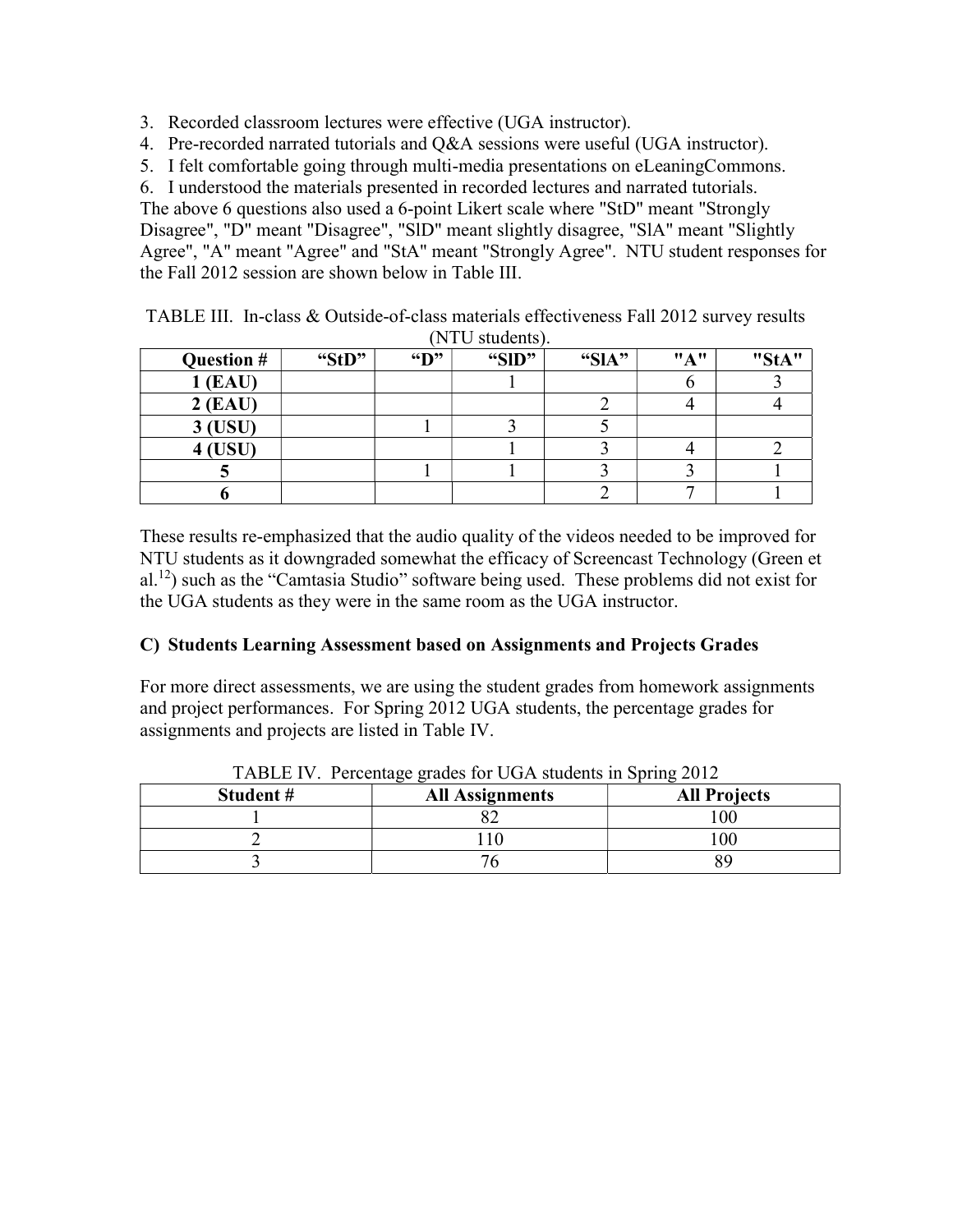3. Recorded classroom lectures were effective (UGA instructor).
4. Pre-recorded narrated tutorials and Q&A sessions were useful (UGA instructor).
5. I felt comfortable going through multi-media presentations on eLeaningCommons.
6. I understood the materials presented in recorded lectures and narrated tutorials.

The above 6 questions also used a 6-point Likert scale where "StD" meant "Strongly Disagree", "D" meant "Disagree", "SlD" meant slightly disagree, "SlA" meant "Slightly Agree", "A" meant "Agree" and "StA" meant "Strongly Agree". NTU student responses for the Fall 2012 session are shown below in Table III.

TABLE III. In-class & Outside-of-class materials effectiveness Fall 2012 survey results (NTU students).

| Question # | "StD" | "D" | "SlD" | "SlA" | "A" | "StA" |
|---|---|---|---|---|---|---|
| 1 (EAU) | | | 1 | | 6 | 3 |
| 2 (EAU) | | | | 2 | 4 | 4 |
| 3 (USU) | | 1 | 3 | 5 | | |
| 4 (USU) | | | 1 | 3 | 4 | 2 |
| 5 | | 1 | 1 | 3 | 3 | 1 |
| 6 | | | | 2 | 7 | 1 |

These results re-emphasized that the audio quality of the videos needed to be improved for NTU students as it downgraded somewhat the efficacy of Screencast Technology (Green et al.[12]) such as the "Camtasia Studio" software being used. These problems did not exist for the UGA students as they were in the same room as the UGA instructor.

## C) Students Learning Assessment based on Assignments and Projects Grades

For more direct assessments, we are using the student grades from homework assignments and project performances. For Spring 2012 UGA students, the percentage grades for assignments and projects are listed in Table IV.

TABLE IV. Percentage grades for UGA students in Spring 2012

| Student # | All Assignments | All Projects |
|---|---|---|
| 1 | 82 | 100 |
| 2 | 110 | 100 |
| 3 | 76 | 89 |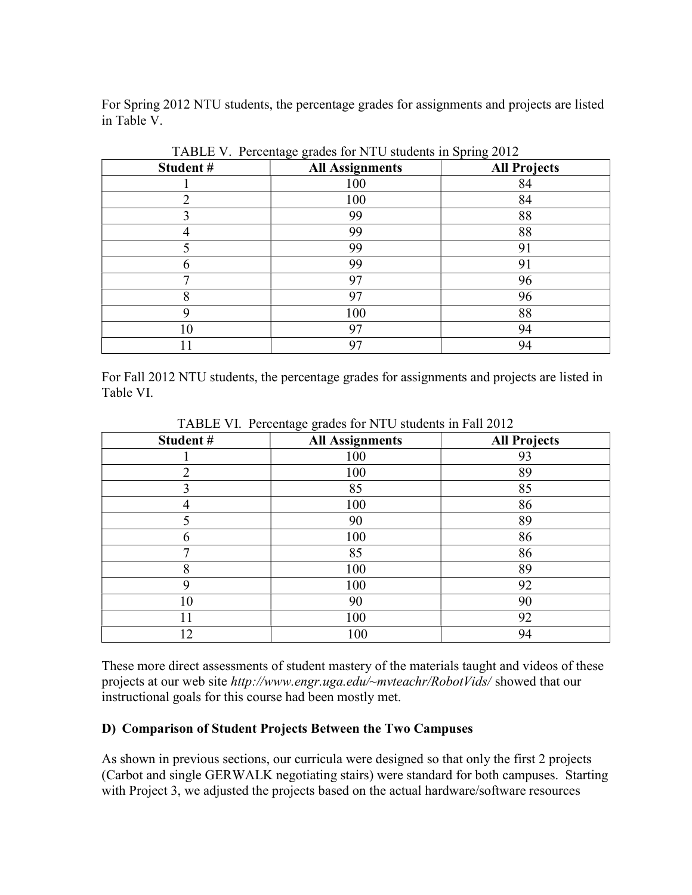For Spring 2012 NTU students, the percentage grades for assignments and projects are listed in Table V.

TABLE V. Percentage grades for NTU students in Spring 2012

| Student # | All Assignments | All Projects |
|---|---|---|
| 1 | 100 | 84 |
| 2 | 100 | 84 |
| 3 | 99 | 88 |
| 4 | 99 | 88 |
| 5 | 99 | 91 |
| 6 | 99 | 91 |
| 7 | 97 | 96 |
| 8 | 97 | 96 |
| 9 | 100 | 88 |
| 10 | 97 | 94 |
| 11 | 97 | 94 |

For Fall 2012 NTU students, the percentage grades for assignments and projects are listed in Table VI.

TABLE VI. Percentage grades for NTU students in Fall 2012

| Student # | All Assignments | All Projects |
|---|---|---|
| 1 | 100 | 93 |
| 2 | 100 | 89 |
| 3 | 85 | 85 |
| 4 | 100 | 86 |
| 5 | 90 | 89 |
| 6 | 100 | 86 |
| 7 | 85 | 86 |
| 8 | 100 | 89 |
| 9 | 100 | 92 |
| 10 | 90 | 90 |
| 11 | 100 | 92 |
| 12 | 100 | 94 |

These more direct assessments of student mastery of the materials taught and videos of these projects at our web site *http://www.engr.uga.edu/~mvteachr/RobotVids/* showed that our instructional goals for this course had been mostly met.

### D) Comparison of Student Projects Between the Two Campuses

As shown in previous sections, our curricula were designed so that only the first 2 projects (Carbot and single GERWALK negotiating stairs) were standard for both campuses. Starting with Project 3, we adjusted the projects based on the actual hardware/software resources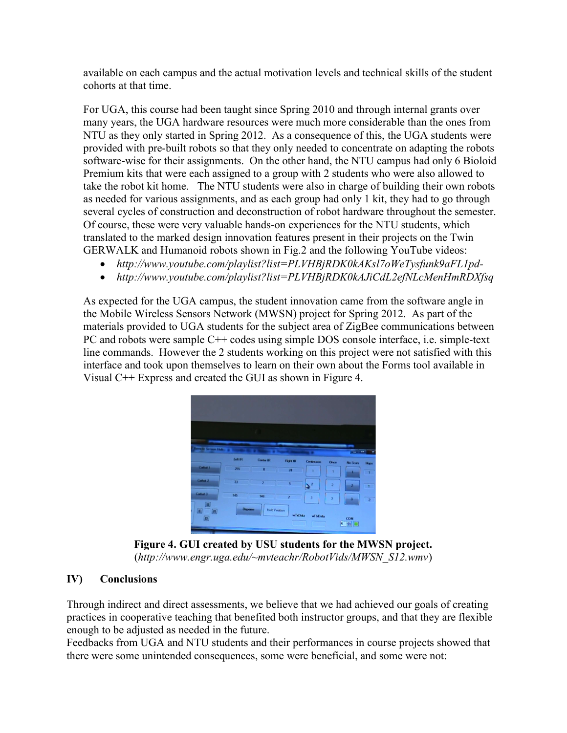available on each campus and the actual motivation levels and technical skills of the student cohorts at that time.

For UGA, this course had been taught since Spring 2010 and through internal grants over many years, the UGA hardware resources were much more considerable than the ones from NTU as they only started in Spring 2012. As a consequence of this, the UGA students were provided with pre-built robots so that they only needed to concentrate on adapting the robots software-wise for their assignments. On the other hand, the NTU campus had only 6 Bioloid Premium kits that were each assigned to a group with 2 students who were also allowed to take the robot kit home. The NTU students were also in charge of building their own robots as needed for various assignments, and as each group had only 1 kit, they had to go through several cycles of construction and deconstruction of robot hardware throughout the semester. Of course, these were very valuable hands-on experiences for the NTU students, which translated to the marked design innovation features present in their projects on the Twin GERWALK and Humanoid robots shown in Fig.2 and the following YouTube videos:

- *http://www.youtube.com/playlist?list=PLVHBjRDK0kAKsl7oWeTysfunk9aFL1pd-*
- *http://www.youtube.com/playlist?list=PLVHBjRDK0kAJiCdL2efNLcMenHmRDXfsq*

As expected for the UGA campus, the student innovation came from the software angle in the Mobile Wireless Sensors Network (MWSN) project for Spring 2012. As part of the materials provided to UGA students for the subject area of ZigBee communications between PC and robots were sample C++ codes using simple DOS console interface, i.e. simple-text line commands. However the 2 students working on this project were not satisfied with this interface and took upon themselves to learn on their own about the Forms tool available in Visual C++ Express and created the GUI as shown in Figure 4.

**Figure 4. GUI created by USU students for the MWSN project.**
(*http://www.engr.uga.edu/~mvteachr/RobotVids/MWSN_S12.wmv*)

## IV) Conclusions

Through indirect and direct assessments, we believe that we had achieved our goals of creating practices in cooperative teaching that benefited both instructor groups, and that they are flexible enough to be adjusted as needed in the future.
Feedbacks from UGA and NTU students and their performances in course projects showed that there were some unintended consequences, some were beneficial, and some were not: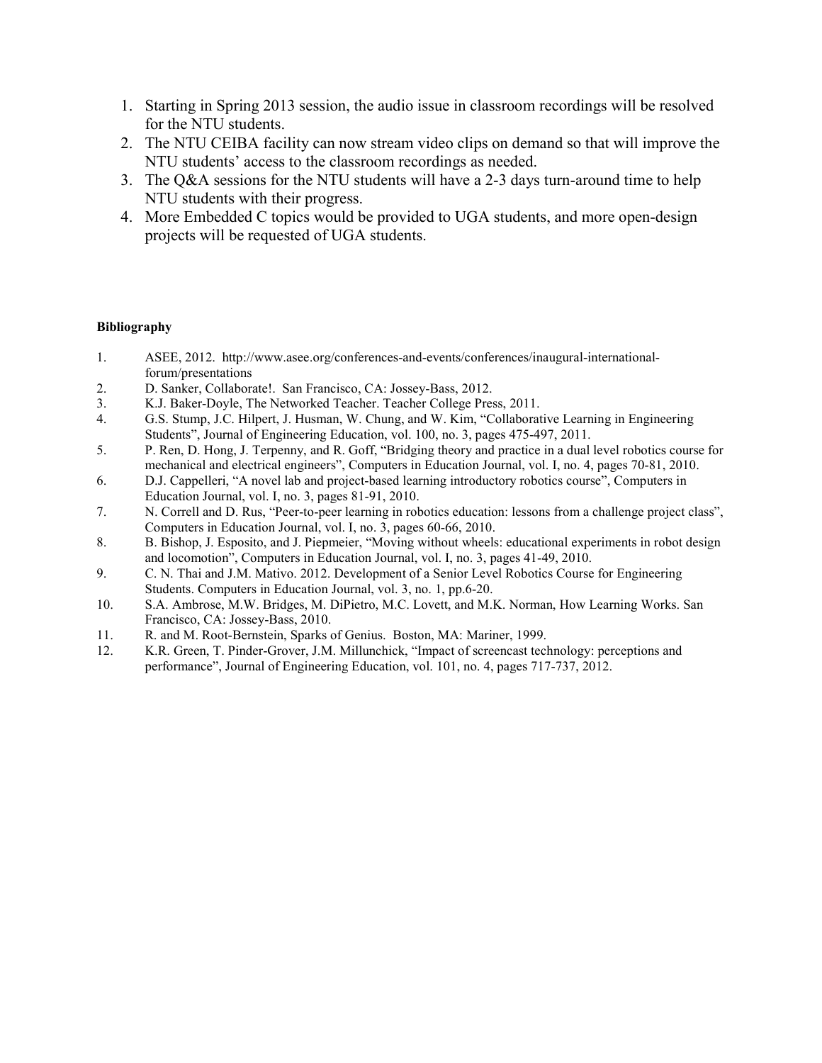1. Starting in Spring 2013 session, the audio issue in classroom recordings will be resolved for the NTU students.
2. The NTU CEIBA facility can now stream video clips on demand so that will improve the NTU students' access to the classroom recordings as needed.
3. The Q&A sessions for the NTU students will have a 2-3 days turn-around time to help NTU students with their progress.
4. More Embedded C topics would be provided to UGA students, and more open-design projects will be requested of UGA students.

**Bibliography**

1. ASEE, 2012. http://www.asee.org/conferences-and-events/conferences/inaugural-international-forum/presentations
2. D. Sanker, Collaborate!. San Francisco, CA: Jossey-Bass, 2012.
3. K.J. Baker-Doyle, The Networked Teacher. Teacher College Press, 2011.
4. G.S. Stump, J.C. Hilpert, J. Husman, W. Chung, and W. Kim, "Collaborative Learning in Engineering Students", Journal of Engineering Education, vol. 100, no. 3, pages 475-497, 2011.
5. P. Ren, D. Hong, J. Terpenny, and R. Goff, "Bridging theory and practice in a dual level robotics course for mechanical and electrical engineers", Computers in Education Journal, vol. I, no. 4, pages 70-81, 2010.
6. D.J. Cappelleri, "A novel lab and project-based learning introductory robotics course", Computers in Education Journal, vol. I, no. 3, pages 81-91, 2010.
7. N. Correll and D. Rus, "Peer-to-peer learning in robotics education: lessons from a challenge project class", Computers in Education Journal, vol. I, no. 3, pages 60-66, 2010.
8. B. Bishop, J. Esposito, and J. Piepmeier, "Moving without wheels: educational experiments in robot design and locomotion", Computers in Education Journal, vol. I, no. 3, pages 41-49, 2010.
9. C. N. Thai and J.M. Mativo. 2012. Development of a Senior Level Robotics Course for Engineering Students. Computers in Education Journal, vol. 3, no. 1, pp.6-20.
10. S.A. Ambrose, M.W. Bridges, M. DiPietro, M.C. Lovett, and M.K. Norman, How Learning Works. San Francisco, CA: Jossey-Bass, 2010.
11. R. and M. Root-Bernstein, Sparks of Genius. Boston, MA: Mariner, 1999.
12. K.R. Green, T. Pinder-Grover, J.M. Millunchick, "Impact of screencast technology: perceptions and performance", Journal of Engineering Education, vol. 101, no. 4, pages 717-737, 2012.